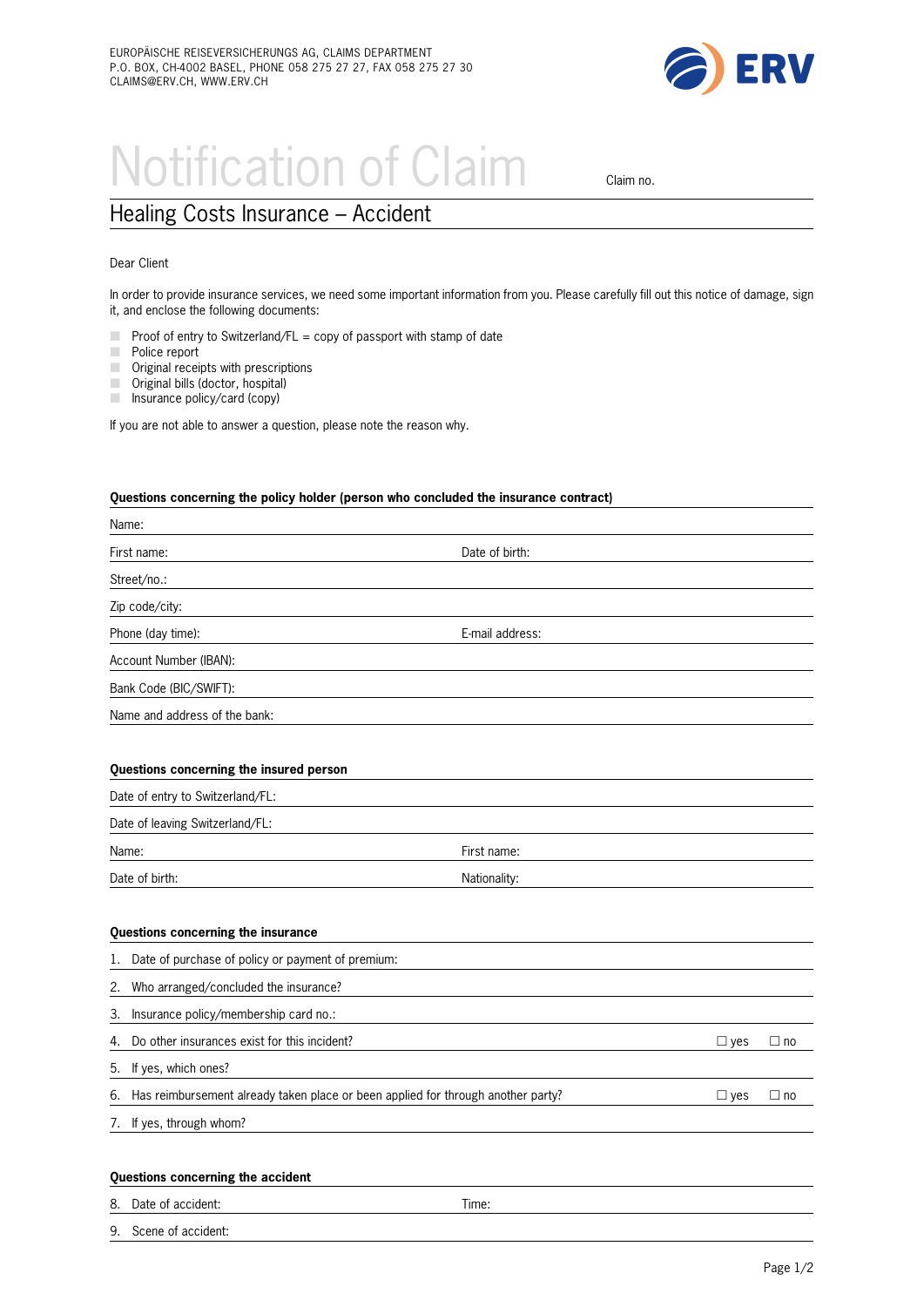EUROPÄISCHE REISEVERSICHERUNGS AG, CLAIMS DEPARTMENT
P.O. BOX, CH-4002 BASEL, PHONE 058 275 27 27, FAX 058 275 27 30
CLAIMS@ERV.CH, WWW.ERV.CH

ERV

# Notification of Claim

Claim no.

## Healing Costs Insurance – Accident

Dear Client

In order to provide insurance services, we need some important information from you. Please carefully fill out this notice of damage, sign it, and enclose the following documents:

- Proof of entry to Switzerland/FL = copy of passport with stamp of date
- Police report
- Original receipts with prescriptions
- Original bills (doctor, hospital)
- Insurance policy/card (copy)

If you are not able to answer a question, please note the reason why.

### Questions concerning the policy holder (person who concluded the insurance contract)

Name:

First name: Date of birth:

Street/no.:

Zip code/city:

Phone (day time): E-mail address:

Account Number (IBAN):

Bank Code (BIC/SWIFT):

Name and address of the bank:

### Questions concerning the insured person

Date of entry to Switzerland/FL:

Date of leaving Switzerland/FL:

Name: First name:

Date of birth: Nationality:

### Questions concerning the insurance

1. Date of purchase of policy or payment of premium:
2. Who arranged/concluded the insurance?
3. Insurance policy/membership card no.:
4. Do other insurances exist for this incident? ☐ yes ☐ no
5. If yes, which ones?
6. Has reimbursement already taken place or been applied for through another party? ☐ yes ☐ no
7. If yes, through whom?

### Questions concerning the accident

8. Date of accident: Time:
9. Scene of accident: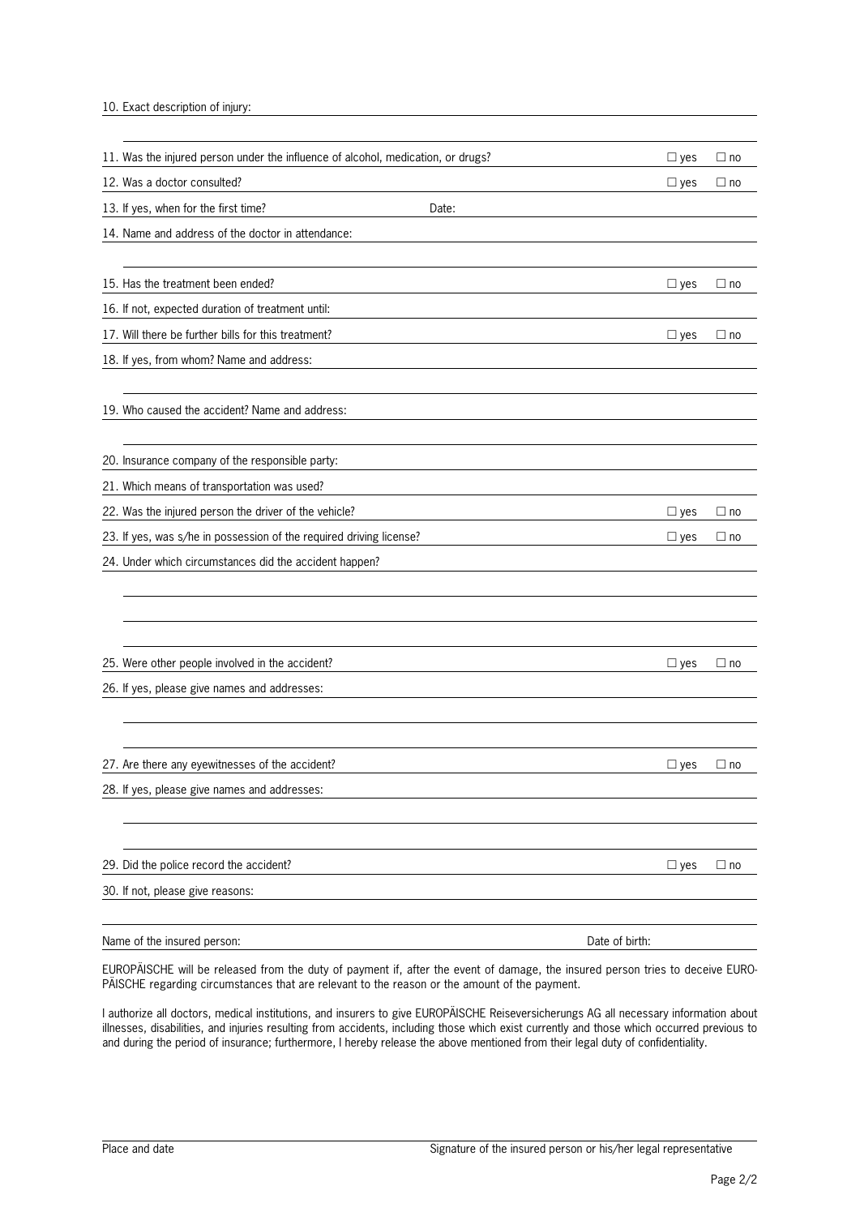10. Exact description of injury:

11. Was the injured person under the influence of alcohol, medication, or drugs? ☐ yes ☐ no

12. Was a doctor consulted? ☐ yes ☐ no

13. If yes, when for the first time? Date:

14. Name and address of the doctor in attendance:

15. Has the treatment been ended? ☐ yes ☐ no

16. If not, expected duration of treatment until:

17. Will there be further bills for this treatment? ☐ yes ☐ no

18. If yes, from whom? Name and address:

19. Who caused the accident? Name and address:

20. Insurance company of the responsible party:

21. Which means of transportation was used?

22. Was the injured person the driver of the vehicle? ☐ yes ☐ no

23. If yes, was s/he in possession of the required driving license? ☐ yes ☐ no

24. Under which circumstances did the accident happen?

25. Were other people involved in the accident? ☐ yes ☐ no

26. If yes, please give names and addresses:

27. Are there any eyewitnesses of the accident? ☐ yes ☐ no

28. If yes, please give names and addresses:

29. Did the police record the accident? ☐ yes ☐ no

30. If not, please give reasons:

Name of the insured person: Date of birth:

EUROPÄISCHE will be released from the duty of payment if, after the event of damage, the insured person tries to deceive EUROPÄISCHE regarding circumstances that are relevant to the reason or the amount of the payment.

I authorize all doctors, medical institutions, and insurers to give EUROPÄISCHE Reiseversicherungs AG all necessary information about illnesses, disabilities, and injuries resulting from accidents, including those which exist currently and those which occurred previous to and during the period of insurance; furthermore, I hereby release the above mentioned from their legal duty of confidentiality.

Place and date

Signature of the insured person or his/her legal representative